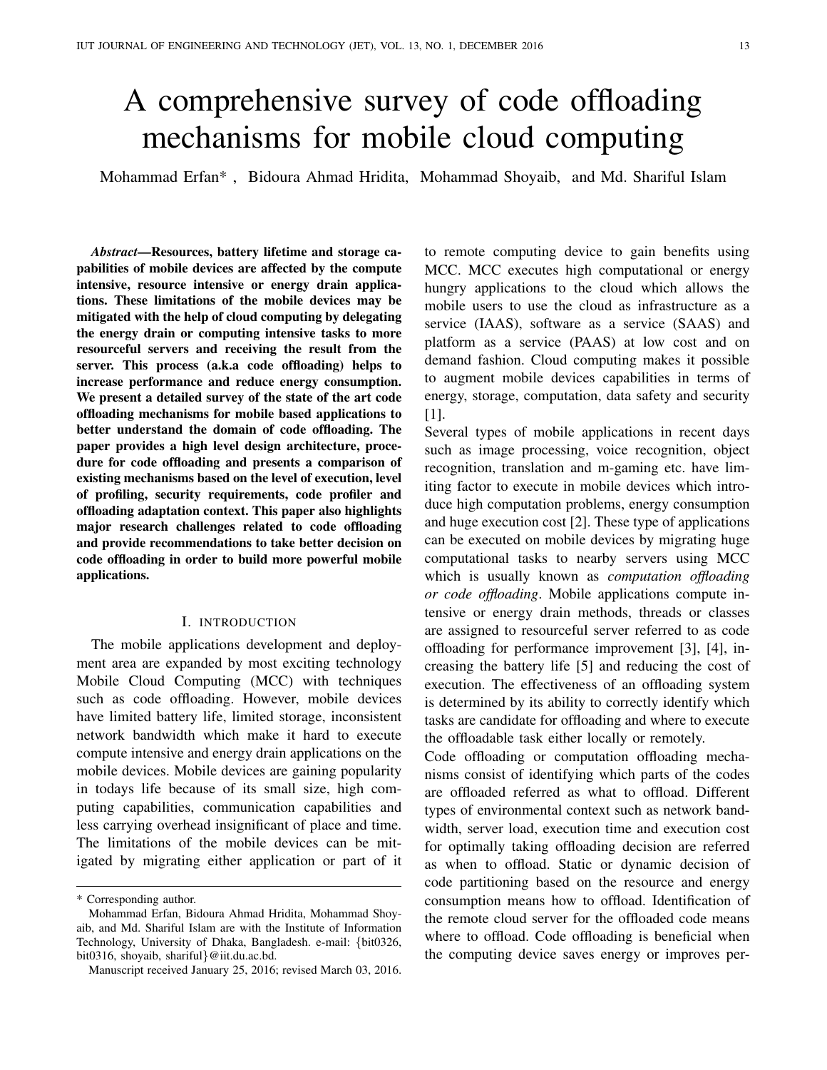# A comprehensive survey of code offloading mechanisms for mobile cloud computing

Mohammad Erfan* , Bidoura Ahmad Hridita, Mohammad Shoyaib, and Md. Shariful Islam

***Abstract*—Resources, battery lifetime and storage capabilities of mobile devices are affected by the compute intensive, resource intensive or energy drain applications. These limitations of the mobile devices may be mitigated with the help of cloud computing by delegating the energy drain or computing intensive tasks to more resourceful servers and receiving the result from the server. This process (a.k.a code offloading) helps to increase performance and reduce energy consumption. We present a detailed survey of the state of the art code offloading mechanisms for mobile based applications to better understand the domain of code offloading. The paper provides a high level design architecture, procedure for code offloading and presents a comparison of existing mechanisms based on the level of execution, level of profiling, security requirements, code profiler and offloading adaptation context. This paper also highlights major research challenges related to take code offloading and provide recommendations to take better decision on code offloading in order to build more powerful mobile applications.**

## I. Introduction

The mobile applications development and deployment area are expanded by most exciting technology Mobile Cloud Computing (MCC) with techniques such as code offloading. However, mobile devices have limited battery life, limited storage, inconsistent network bandwidth which make it hard to execute compute intensive and energy drain applications on the mobile devices. Mobile devices are gaining popularity in todays life because of its small size, high computing capabilities, communication capabilities and less carrying overhead insignificant of place and time. The limitations of the mobile devices can be mitigated by migrating either application or part of it to remote computing device to gain benefits using MCC. MCC executes high computational or energy hungry applications to the cloud which allows the mobile users to use the cloud as infrastructure as a service (IAAS), software as a service (SAAS) and platform as a service (PAAS) at low cost and on demand fashion. Cloud computing makes it possible to augment mobile devices capabilities in terms of energy, storage, computation, data safety and security [1].

Several types of mobile applications in recent days such as image processing, voice recognition, object recognition, translation and m-gaming etc. have limiting factor to execute in mobile devices which introduce high computation problems, energy consumption and huge execution cost [2]. These type of applications can be executed on mobile devices by migrating huge computational tasks to nearby servers using MCC which is usually known as *computation offloading or code offloading*. Mobile applications compute intensive or energy drain methods, threads or classes are assigned to resourceful server referred to as code offloading for performance improvement [3], [4], increasing the battery life [5] and reducing the cost of execution. The effectiveness of an offloading system is determined by its ability to correctly identify which tasks are candidate for offloading and where to execute the offloadable task either locally or remotely.

Code offloading or computation offloading mechanisms consist of identifying which parts of the codes are offloaded referred as what to offload. Different types of environmental context such as network bandwidth, server load, execution time and execution cost for optimally taking offloading decision are referred as when to offload. Static or dynamic decision of code partitioning based on the resource and energy consumption means how to offload. Identification of the remote cloud server for the offloaded code means where to offload. Code offloading is beneficial when the computing device saves energy or improves per-

---

* Corresponding author.

Mohammad Erfan, Bidoura Ahmad Hridita, Mohammad Shoyaib, and Md. Shariful Islam are with the Institute of Information Technology, University of Dhaka, Bangladesh. e-mail: {bit0326, bit0316, shoyaib, shariful}@iit.du.ac.bd.

Manuscript received January 25, 2016; revised March 03, 2016.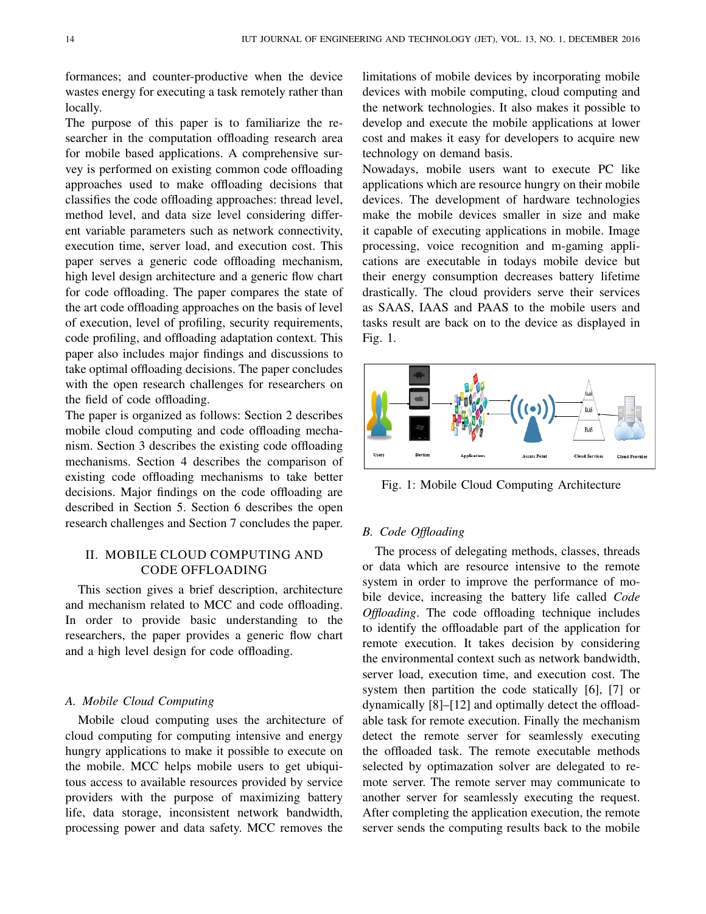formances; and counter-productive when the device wastes energy for executing a task remotely rather than locally.

The purpose of this paper is to familiarize the researcher in the computation offloading research area for mobile based applications. A comprehensive survey is performed on existing common code offloading approaches used to make offloading decisions that classifies the code offloading approaches: thread level, method level, and data size level considering different variable parameters such as network connectivity, execution time, server load, and execution cost. This paper serves a generic code offloading mechanism, high level design architecture and a generic flow chart for code offloading. The paper compares the state of the art code offloading approaches on the basis of level of execution, level of profiling, security requirements, code profiling, and offloading adaptation context. This paper also includes major findings and discussions to take optimal offloading decisions. The paper concludes with the open research challenges for researchers on the field of code offloading.

The paper is organized as follows: Section 2 describes mobile cloud computing and code offloading mechanism. Section 3 describes the existing code offloading mechanisms. Section 4 describes the comparison of existing code offloading mechanisms to take better decisions. Major findings on the code offloading are described in Section 5. Section 6 describes the open research challenges and Section 7 concludes the paper.

## II. MOBILE CLOUD COMPUTING AND CODE OFFLOADING

This section gives a brief description, architecture and mechanism related to MCC and code offloading. In order to provide basic understanding to the researchers, the paper provides a generic flow chart and a high level design for code offloading.

### A. Mobile Cloud Computing

Mobile cloud computing uses the architecture of cloud computing for computing intensive and energy hungry applications to make it possible to execute on the mobile. MCC helps mobile users to get ubiquitous access to available resources provided by service providers with the purpose of maximizing battery life, data storage, inconsistent network bandwidth, processing power and data safety. MCC removes the limitations of mobile devices by incorporating mobile devices with mobile computing, cloud computing and the network technologies. It also makes it possible to develop and execute the mobile applications at lower cost and makes it easy for developers to acquire new technology on demand basis.

Nowadays, mobile users want to execute PC like applications which are resource hungry on their mobile devices. The development of hardware technologies make the mobile devices smaller in size and make it capable of executing applications in mobile. Image processing, voice recognition and m-gaming applications are executable in todays mobile device but their energy consumption decreases battery lifetime drastically. The cloud providers serve their services as SAAS, IAAS and PAAS to the mobile users and tasks result are back on to the device as displayed in Fig. 1.

Fig. 1: Mobile Cloud Computing Architecture

### B. Code Offloading

The process of delegating methods, classes, threads or data which are resource intensive to the remote system in order to improve the performance of mobile device, increasing the battery life called *Code Offloading*. The code offloading technique includes to identify the offloadable part of the application for remote execution. It takes decision by considering the environmental context such as network bandwidth, server load, execution time, and execution cost. The system then partition the code statically [6], [7] or dynamically [8]–[12] and optimally detect the offloadable task for remote execution. Finally the mechanism detect the remote server for seamlessly executing the offloaded task. The remote executable methods selected by optimazation solver are delegated to remote server. The remote server may communicate to another server for seamlessly executing the request. After completing the application execution, the remote server sends the computing results back to the mobile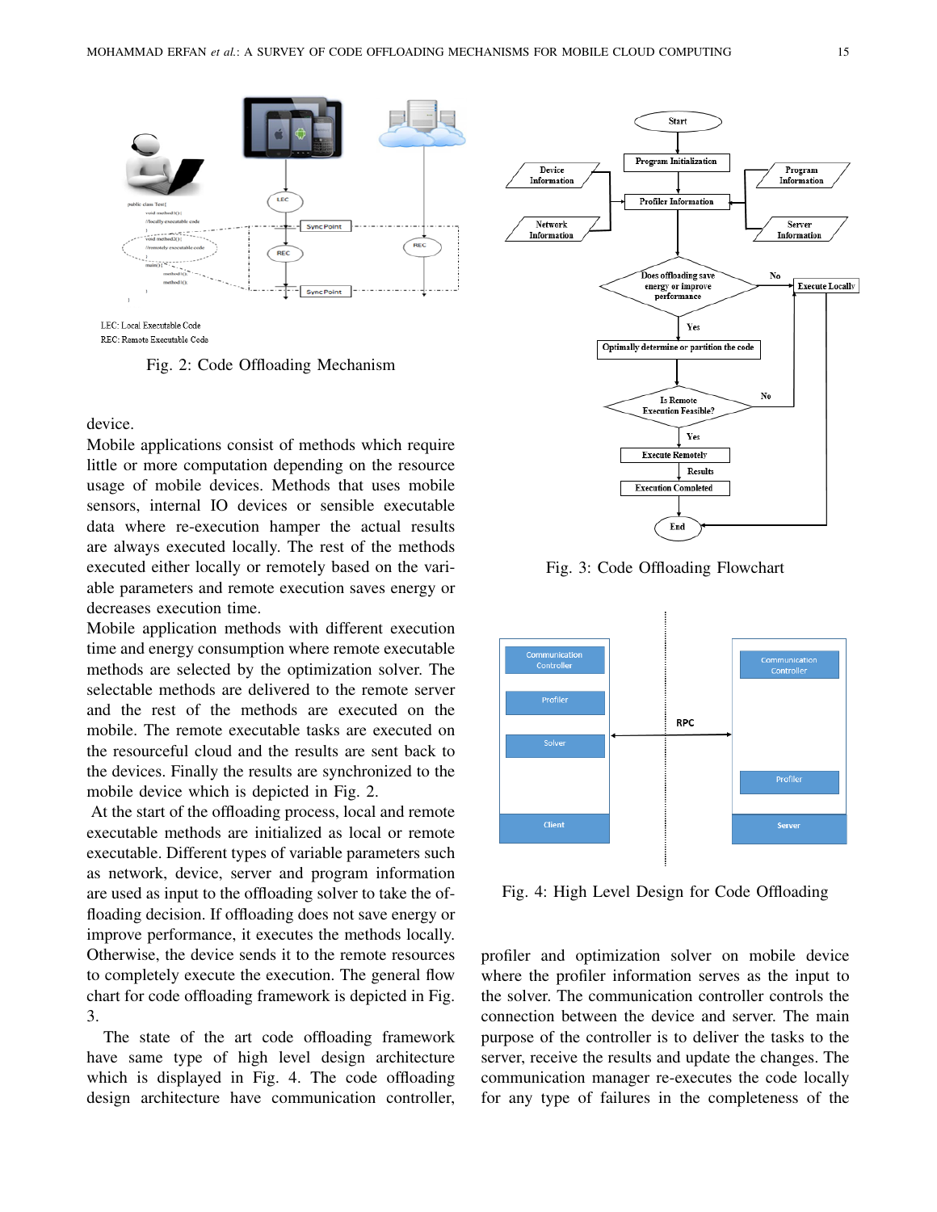LEC: Local Executable Code

REC: Remote Executable Code

Fig. 2: Code Offloading Mechanism

device.

Mobile applications consist of methods which require little or more computation depending on the resource usage of mobile devices. Methods that uses mobile sensors, internal IO devices or sensible executable data where re-execution hamper the actual results are always executed locally. The rest of the methods executed either locally or remotely based on the variable parameters and remote execution saves energy or decreases execution time.

Mobile application methods with different execution time and energy consumption where remote executable methods are selected by the optimization solver. The selectable methods are delivered to the remote server and the rest of the methods are executed on the mobile. The remote executable tasks are executed on the resourceful cloud and the results are sent back to the devices. Finally the results are synchronized to the mobile device which is depicted in Fig. 2.

At the start of the offloading process, local and remote executable methods are initialized as local or remote executable. Different types of variable parameters such as network, device, server and program information are used as input to the offloading solver to take the offloading decision. If offloading does not save energy or improve performance, it executes the methods locally. Otherwise, the device sends it to the remote resources to completely execute the execution. The general flow chart for code offloading framework is depicted in Fig. 3.

The state of the art code offloading framework have same type of high level design architecture which is displayed in Fig. 4. The code offloading design architecture have communication controller,

Fig. 3: Code Offloading Flowchart

Fig. 4: High Level Design for Code Offloading

profiler and optimization solver on mobile device where the profiler information serves as the input to the solver. The communication controller controls the connection between the device and server. The main purpose of the controller is to deliver the tasks to the server, receive the results and update the changes. The communication manager re-executes the code locally for any type of failures in the completeness of the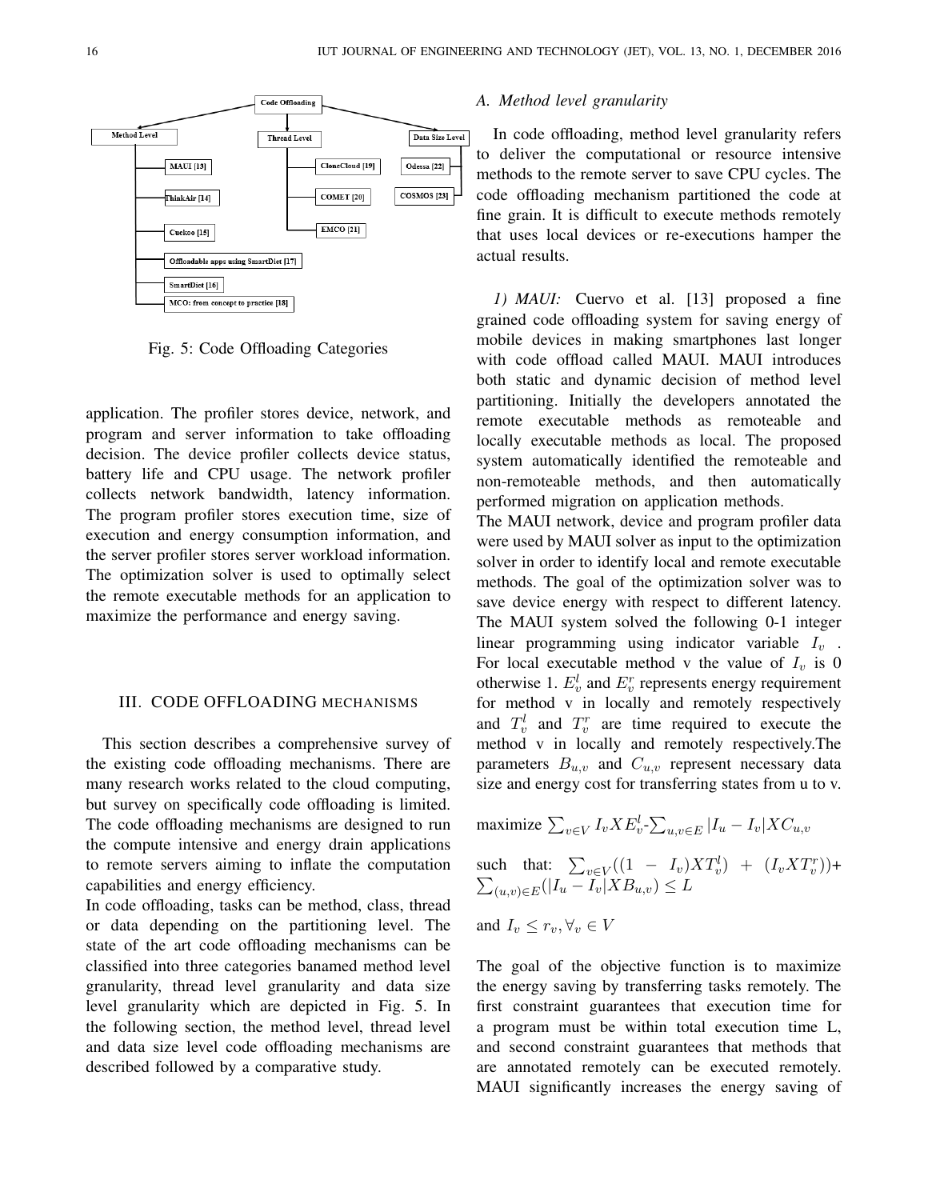Fig. 5: Code Offloading Categories

application. The profiler stores device, network, and program and server information to take offloading decision. The device profiler collects device status, battery life and CPU usage. The network profiler collects network bandwidth, latency information. The program profiler stores execution time, size of execution and energy consumption information, and the server profiler stores server workload information. The optimization solver is used to optimally select the remote executable methods for an application to maximize the performance and energy saving.

## III. CODE OFFLOADING MECHANISMS

This section describes a comprehensive survey of the existing code offloading mechanisms. There are many research works related to the cloud computing, but survey on specifically code offloading is limited. The code offloading mechanisms are designed to run the compute intensive and energy drain applications to remote servers aiming to inflate the computation capabilities and energy efficiency.
In code offloading, tasks can be method, class, thread or data depending on the partitioning level. The state of the art code offloading mechanisms can be classified into three categories banamed method level granularity, thread level granularity and data size level granularity which are depicted in Fig. 5. In the following section, the method level, thread level and data size level code offloading mechanisms are described followed by a comparative study.

### *A. Method level granularity*

In code offloading, method level granularity refers to deliver the computational or resource intensive methods to the remote server to save CPU cycles. The code offloading mechanism partitioned the code at fine grain. It is difficult to execute methods remotely that uses local devices or re-executions hamper the actual results.

*1) MAUI:* Cuervo et al. [13] proposed a fine grained code offloading system for saving energy of mobile devices in making smartphones last longer with code offload called MAUI. MAUI introduces both static and dynamic decision of method level partitioning. Initially the developers annotated the remote executable methods as remoteable and locally executable methods as local. The proposed system automatically identified the remoteable and non-remoteable methods, and then automatically performed migration on application methods.
The MAUI network, device and program profiler data were used by MAUI solver as input to the optimization solver in order to identify local and remote executable methods. The goal of the optimization solver was to save device energy with respect to different latency. The MAUI system solved the following 0-1 integer linear programming using indicator variable $I_v$ . For local executable method v the value of $I_v$ is 0 otherwise 1. $E_v^l$ and $E_v^r$ represents energy requirement for method v in locally and remotely respectively and $T_v^l$ and $T_v^r$ are time required to execute the method v in locally and remotely respectively.The parameters $B_{u,v}$ and $C_{u,v}$ represent necessary data size and energy cost for transferring states from u to v.

$$\text{maximize} \sum_{v \in V} I_v X E_v^l \text{-} \sum_{u,v \in E} |I_u - I_v| X C_{u,v}$$

$$\text{such that: } \sum_{v \in V}((1 - I_v) X T_v^l) + (I_v X T_v^r)) + \sum_{(u,v) \in E}(|I_u - I_v| X B_{u,v}) \leq L$$

$$\text{and } I_v \leq r_v, \forall_v \in V$$

The goal of the objective function is to maximize the energy saving by transferring tasks remotely. The first constraint guarantees that execution time for a program must be within total execution time L, and second constraint guarantees that methods that are annotated remotely can be executed remotely. MAUI significantly increases the energy saving of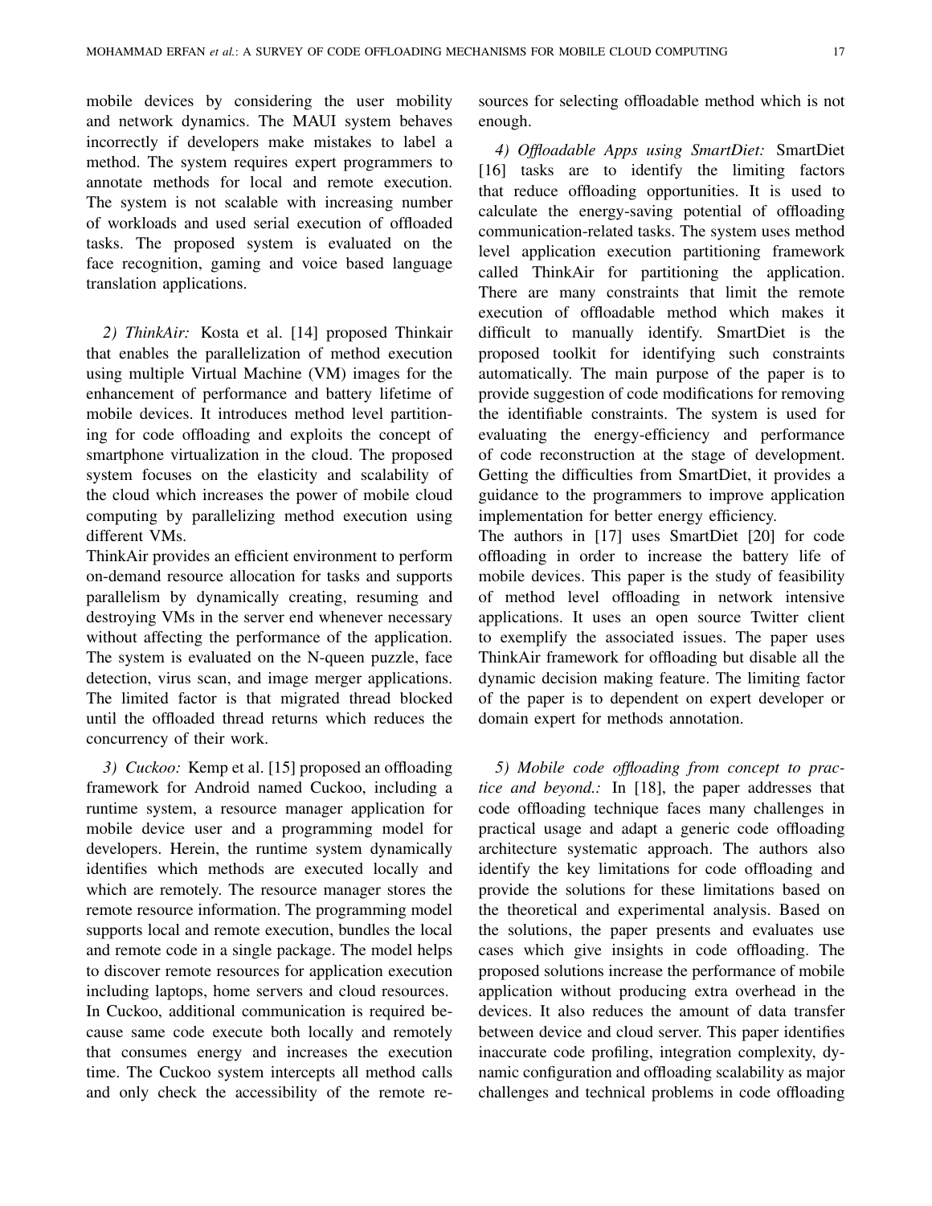mobile devices by considering the user mobility and network dynamics. The MAUI system behaves incorrectly if developers make mistakes to label a method. The system requires expert programmers to annotate methods for local and remote execution. The system is not scalable with increasing number of workloads and used serial execution of offloaded tasks. The proposed system is evaluated on the face recognition, gaming and voice based language translation applications.

*2) ThinkAir:* Kosta et al. [14] proposed Thinkair that enables the parallelization of method execution using multiple Virtual Machine (VM) images for the enhancement of performance and battery lifetime of mobile devices. It introduces method level partitioning for code offloading and exploits the concept of smartphone virtualization in the cloud. The proposed system focuses on the elasticity and scalability of the cloud which increases the power of mobile cloud computing by parallelizing method execution using different VMs.

ThinkAir provides an efficient environment to perform on-demand resource allocation for tasks and supports parallelism by dynamically creating, resuming and destroying VMs in the server end whenever necessary without affecting the performance of the application. The system is evaluated on the N-queen puzzle, face detection, virus scan, and image merger applications. The limited factor is that migrated thread blocked until the offloaded thread returns which reduces the concurrency of their work.

*3) Cuckoo:* Kemp et al. [15] proposed an offloading framework for Android named Cuckoo, including a runtime system, a resource manager application for mobile device user and a programming model for developers. Herein, the runtime system dynamically identifies which methods are executed locally and which are remotely. The resource manager stores the remote resource information. The programming model supports local and remote execution, bundles the local and remote code in a single package. The model helps to discover remote resources for application execution including laptops, home servers and cloud resources.

In Cuckoo, additional communication is required because same code execute both locally and remotely that consumes energy and increases the execution time. The Cuckoo system intercepts all method calls and only check the accessibility of the remote resources for selecting offloadable method which is not enough.

*4) Offloadable Apps using SmartDiet:* SmartDiet [16] tasks are to identify the limiting factors that reduce offloading opportunities. It is used to calculate the energy-saving potential of offloading communication-related tasks. The system uses method level application execution partitioning framework called ThinkAir for partitioning the application. There are many constraints that limit the remote execution of offloadable method which makes it difficult to manually identify. SmartDiet is the proposed toolkit for identifying such constraints automatically. The main purpose of the paper is to provide suggestion of code modifications for removing the identifiable constraints. The system is used for evaluating the energy-efficiency and performance of code reconstruction at the stage of development. Getting the difficulties from SmartDiet, it provides a guidance to the programmers to improve application implementation for better energy efficiency.

The authors in [17] uses SmartDiet [20] for code offloading in order to increase the battery life of mobile devices. This paper is the study of feasibility of method level offloading in network intensive applications. It uses an open source Twitter client to exemplify the associated issues. The paper uses ThinkAir framework for offloading but disable all the dynamic decision making feature. The limiting factor of the paper is to dependent on expert developer or domain expert for methods annotation.

*5) Mobile code offloading from concept to practice and beyond.:* In [18], the paper addresses that code offloading technique faces many challenges in practical usage and adapt a generic code offloading architecture systematic approach. The authors also identify the key limitations for code offloading and provide the solutions for these limitations based on the theoretical and experimental analysis. Based on the solutions, the paper presents and evaluates use cases which give insights in code offloading. The proposed solutions increase the performance of mobile application without producing extra overhead in the devices. It also reduces the amount of data transfer between device and cloud server. This paper identifies inaccurate code profiling, integration complexity, dynamic configuration and offloading scalability as major challenges and technical problems in code offloading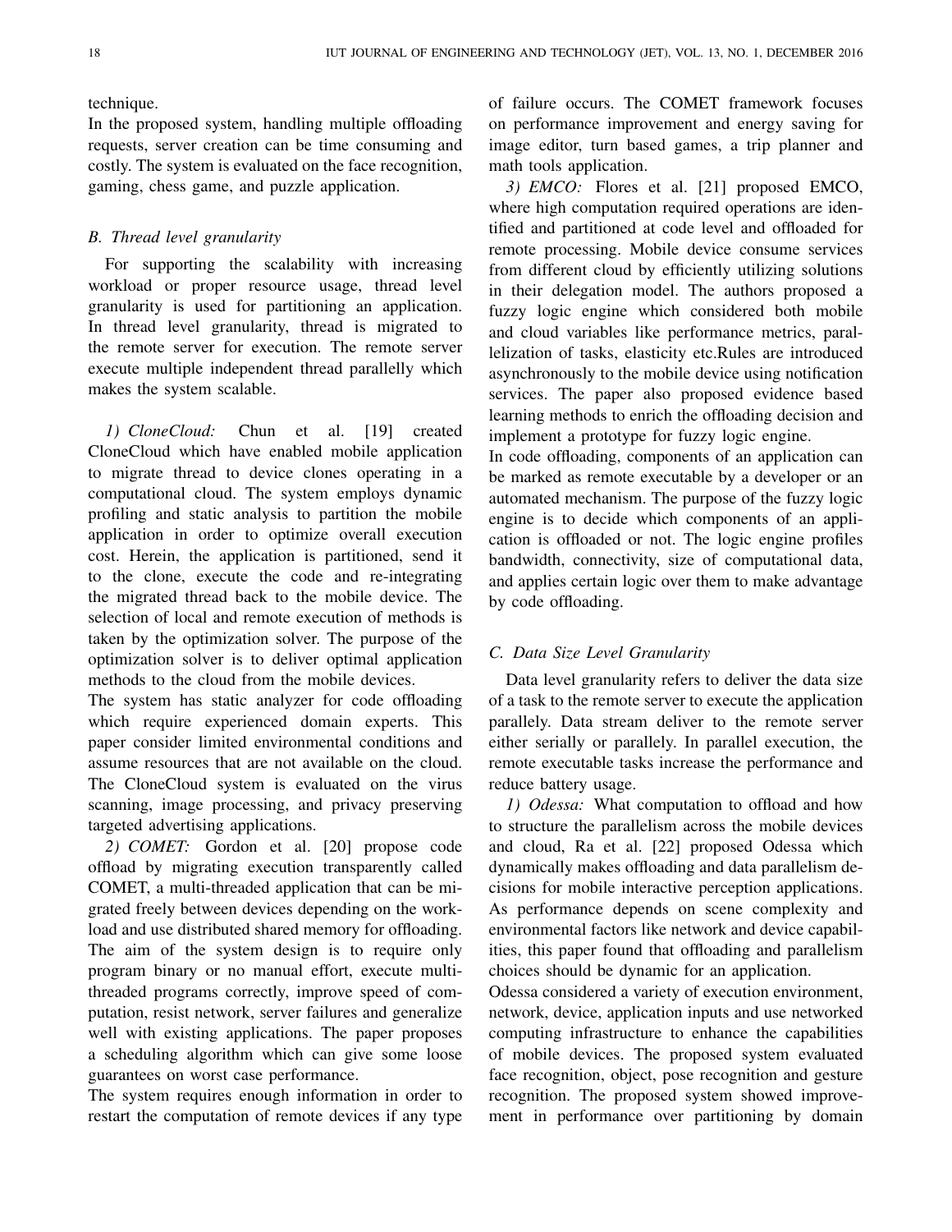technique.

In the proposed system, handling multiple offloading requests, server creation can be time consuming and costly. The system is evaluated on the face recognition, gaming, chess game, and puzzle application.

### B. Thread level granularity

For supporting the scalability with increasing workload or proper resource usage, thread level granularity is used for partitioning an application. In thread level granularity, thread is migrated to the remote server for execution. The remote server execute multiple independent thread parallelly which makes the system scalable.

*1) CloneCloud:* Chun et al. [19] created CloneCloud which have enabled mobile application to migrate thread to device clones operating in a computational cloud. The system employs dynamic profiling and static analysis to partition the mobile application in order to optimize overall execution cost. Herein, the application is partitioned, send it to the clone, execute the code and re-integrating the migrated thread back to the mobile device. The selection of local and remote execution of methods is taken by the optimization solver. The purpose of the optimization solver is to deliver optimal application methods to the cloud from the mobile devices.

The system has static analyzer for code offloading which require experienced domain experts. This paper consider limited environmental conditions and assume resources that are not available on the cloud. The CloneCloud system is evaluated on the virus scanning, image processing, and privacy preserving targeted advertising applications.

*2) COMET:* Gordon et al. [20] propose code offload by migrating execution transparently called COMET, a multi-threaded application that can be migrated freely between devices depending on the workload and use distributed shared memory for offloading. The aim of the system design is to require only program binary or no manual effort, execute multi-threaded programs correctly, improve speed of computation, resist network, server failures and generalize well with existing applications. The paper proposes a scheduling algorithm which can give some loose guarantees on worst case performance.

The system requires enough information in order to restart the computation of remote devices if any type of failure occurs. The COMET framework focuses on performance improvement and energy saving for image editor, turn based games, a trip planner and math tools application.

*3) EMCO:* Flores et al. [21] proposed EMCO, where high computation required operations are identified and partitioned at code level and offloaded for remote processing. Mobile device consume services from different cloud by efficiently utilizing solutions in their delegation model. The authors proposed a fuzzy logic engine which considered both mobile and cloud variables like performance metrics, parallelization of tasks, elasticity etc.Rules are introduced asynchronously to the mobile device using notification services. The paper also proposed evidence based learning methods to enrich the offloading decision and implement a prototype for fuzzy logic engine.

In code offloading, components of an application can be marked as remote executable by a developer or an automated mechanism. The purpose of the fuzzy logic engine is to decide which components of an application is offloaded or not. The logic engine profiles bandwidth, connectivity, size of computational data, and applies certain logic over them to make advantage by code offloading.

### C. Data Size Level Granularity

Data level granularity refers to deliver the data size of a task to the remote server to execute the application parallely. Data stream deliver to the remote server either serially or parallely. In parallel execution, the remote executable tasks increase the performance and reduce battery usage.

*1) Odessa:* What computation to offload and how to structure the parallelism across the mobile devices and cloud, Ra et al. [22] proposed Odessa which dynamically makes offloading and data parallelism decisions for mobile interactive perception applications. As performance depends on scene complexity and environmental factors like network and device capabilities, this paper found that offloading and parallelism choices should be dynamic for an application.

Odessa considered a variety of execution environment, network, device, application inputs and use networked computing infrastructure to enhance the capabilities of mobile devices. The proposed system evaluated face recognition, object, pose recognition and gesture recognition. The proposed system showed improvement in performance over partitioning by domain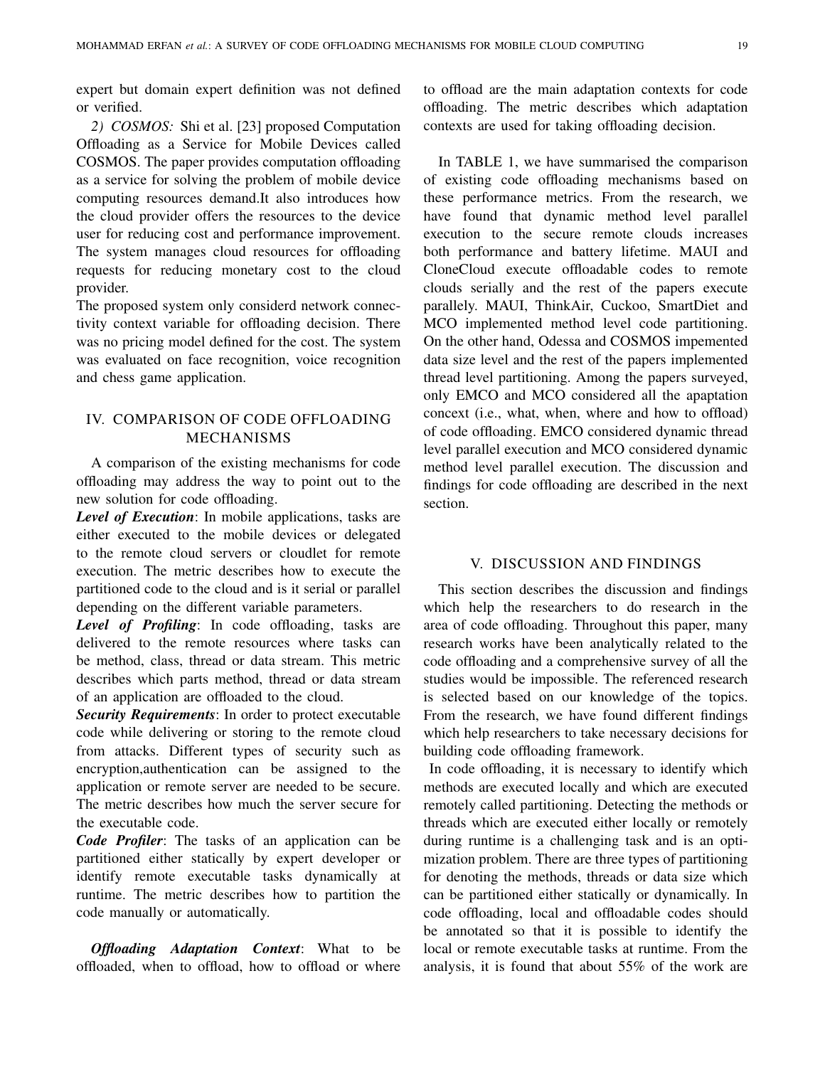expert but domain expert definition was not defined or verified.

*2) COSMOS:* Shi et al. [23] proposed Computation Offloading as a Service for Mobile Devices called COSMOS. The paper provides computation offloading as a service for solving the problem of mobile device computing resources demand.It also introduces how the cloud provider offers the resources to the device user for reducing cost and performance improvement. The system manages cloud resources for offloading requests for reducing monetary cost to the cloud provider.

The proposed system only considerd network connectivity context variable for offloading decision. There was no pricing model defined for the cost. The system was evaluated on face recognition, voice recognition and chess game application.

## IV. COMPARISON OF CODE OFFLOADING MECHANISMS

A comparison of the existing mechanisms for code offloading may address the way to point out to the new solution for code offloading.

***Level of Execution***: In mobile applications, tasks are either executed to the mobile devices or delegated to the remote cloud servers or cloudlet for remote execution. The metric describes how to execute the partitioned code to the cloud and is it serial or parallel depending on the different variable parameters.

***Level of Profiling***: In code offloading, tasks are delivered to the remote resources where tasks can be method, class, thread or data stream. This metric describes which parts method, thread or data stream of an application are offloaded to the cloud.

***Security Requirements***: In order to protect executable code while delivering or storing to the remote cloud from attacks. Different types of security such as encryption,authentication can be assigned to the application or remote server are needed to be secure. The metric describes how much the server secure for the executable code.

***Code Profiler***: The tasks of an application can be partitioned either statically by expert developer or identify remote executable tasks dynamically at runtime. The metric describes how to partition the code manually or automatically.

***Offloading Adaptation Context***: What to be offloaded, when to offload, how to offload or where to offload are the main adaptation contexts for code offloading. The metric describes which adaptation contexts are used for taking offloading decision.

In TABLE 1, we have summarised the comparison of existing code offloading mechanisms based on these performance metrics. From the research, we have found that dynamic method level parallel execution to the secure remote clouds increases both performance and battery lifetime. MAUI and CloneCloud execute offloadable codes to remote clouds serially and the rest of the papers execute parallely. MAUI, ThinkAir, Cuckoo, SmartDiet and MCO implemented method level code partitioning. On the other hand, Odessa and COSMOS impemented data size level and the rest of the papers implemented thread level partitioning. Among the papers surveyed, only EMCO and MCO considered all the apaptation concext (i.e., what, when, where and how to offload) of code offloading. EMCO considered dynamic thread level parallel execution and MCO considered dynamic method level parallel execution. The discussion and findings for code offloading are described in the next section.

## V. DISCUSSION AND FINDINGS

This section describes the discussion and findings which help the researchers to do research in the area of code offloading. Throughout this paper, many research works have been analytically related to the code offloading and a comprehensive survey of all the studies would be impossible. The referenced research is selected based on our knowledge of the topics. From the research, we have found different findings which help researchers to take necessary decisions for building code offloading framework.

In code offloading, it is necessary to identify which methods are executed locally and which are executed remotely called partitioning. Detecting the methods or threads which are executed either locally or remotely during runtime is a challenging task and is an optimization problem. There are three types of partitioning for denoting the methods, threads or data size which can be partitioned either statically or dynamically. In code offloading, local and offloadable codes should be annotated so that it is possible to identify the local or remote executable tasks at runtime. From the analysis, it is found that about 55% of the work are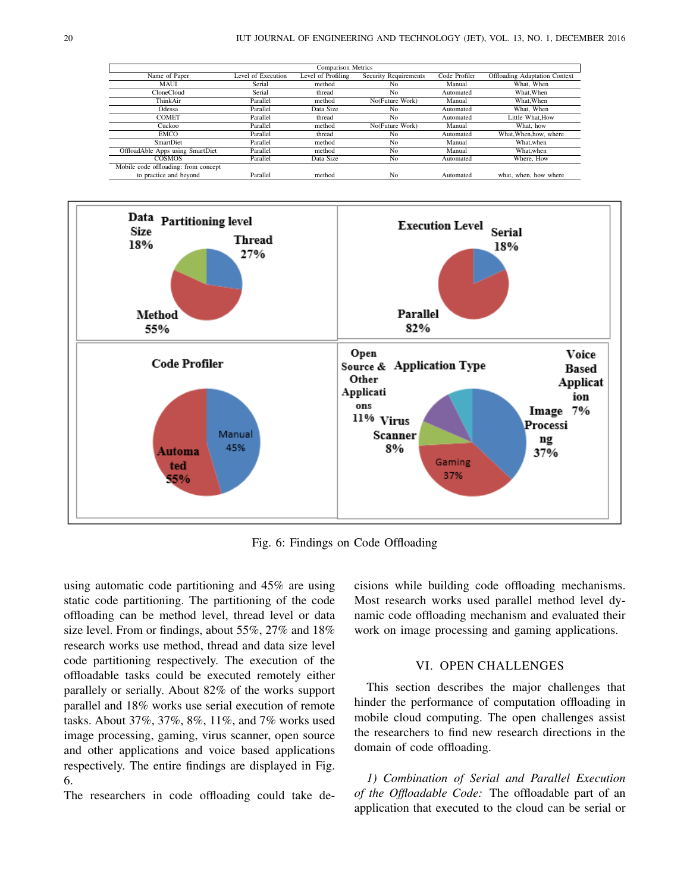| Comparison Metrics | | | | | |
|---|---|---|---|---|---|
| Name of Paper | Level of Execution | Level of Profiling | Security Requirements | Code Profiler | Offloading Adaptation Context |
| MAUI | Serial | method | No | Manual | What, When |
| CloneCloud | Serial | thread | No | Automated | What,When |
| ThinkAir | Parallel | method | No(Future Work) | Manual | What,When |
| Odessa | Parallel | Data Size | No | Automated | What, When |
| COMET | Parallel | thread | No | Automated | Little What,How |
| Cuckoo | Parallel | method | No(Future Work) | Manual | What, how |
| EMCO | Parallel | thread | No | Automated | What,When,how, where |
| SmartDiet | Parallel | method | No | Manual | What,when |
| OffloadAble Apps using SmartDiet | Parallel | method | No | Manual | What,when |
| COSMOS | Parallel | Data Size | No | Automated | Where, How |
| Mobile code offloading: from concept to practice and beyond | Parallel | method | No | Automated | what, when, how where |

Fig. 6: Findings on Code Offloading

using automatic code partitioning and 45% are using static code partitioning. The partitioning of the code offloading can be method level, thread level or data size level. From or findings, about 55%, 27% and 18% research works use method, thread and data size level code partitioning respectively. The execution of the offloadable tasks could be executed remotely either parallely or serially. About 82% of the works support parallel and 18% works use serial execution of remote tasks. About 37%, 37%, 8%, 11%, and 7% works used image processing, gaming, virus scanner, open source and other applications and voice based applications respectively. The entire findings are displayed in Fig. 6.

The researchers in code offloading could take decisions while building code offloading mechanisms. Most research works used parallel method level dynamic code offloading mechanism and evaluated their work on image processing and gaming applications.

## VI. Open Challenges

This section describes the major challenges that hinder the performance of computation offloading in mobile cloud computing. The open challenges assist the researchers to find new research directions in the domain of code offloading.

*1) Combination of Serial and Parallel Execution of the Offloadable Code:* The offloadable part of an application that executed to the cloud can be serial or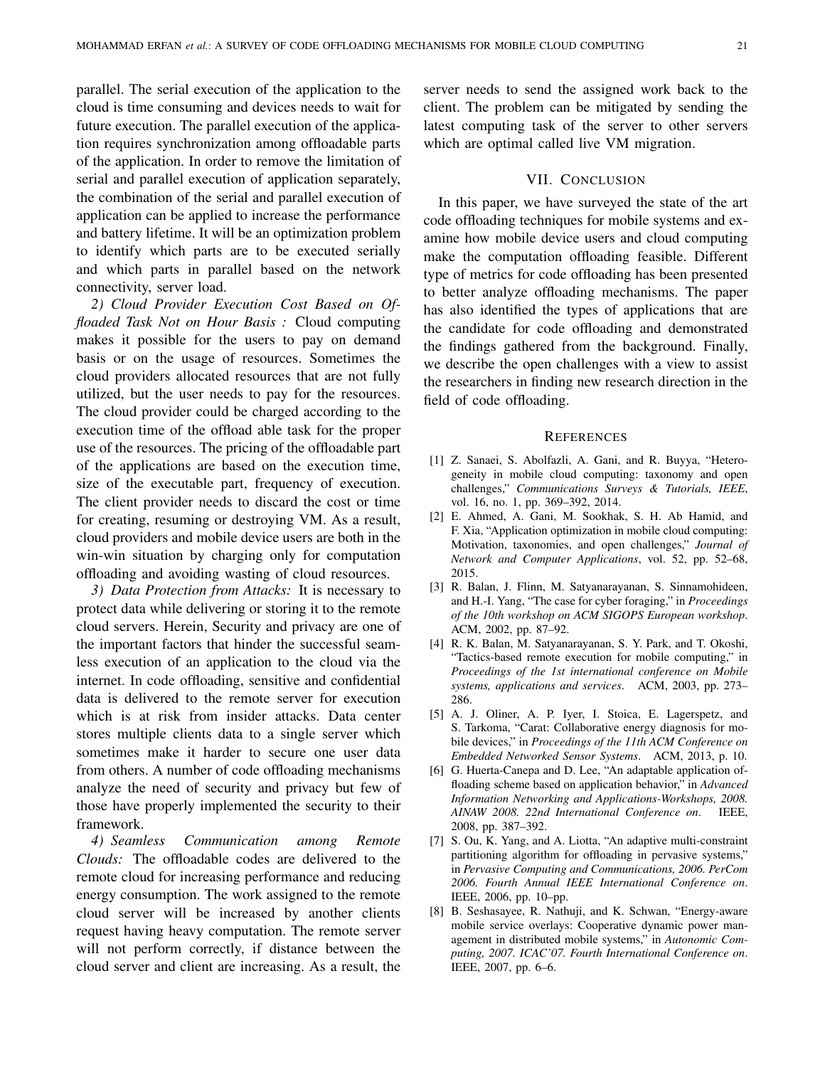parallel. The serial execution of the application to the cloud is time consuming and devices needs to wait for future execution. The parallel execution of the application requires synchronization among offloadable parts of the application. In order to remove the limitation of serial and parallel execution of application separately, the combination of the serial and parallel execution of application can be applied to increase the performance and battery lifetime. It will be an optimization problem to identify which parts are to be executed serially and which parts in parallel based on the network connectivity, server load.

*2) Cloud Provider Execution Cost Based on Offloaded Task Not on Hour Basis :* Cloud computing makes it possible for the users to pay on demand basis or on the usage of resources. Sometimes the cloud providers allocated resources that are not fully utilized, but the user needs to pay for the resources. The cloud provider could be charged according to the execution time of the offload able task for the proper use of the resources. The pricing of the offloadable part of the applications are based on the execution time, size of the executable part, frequency of execution. The client provider needs to discard the cost or time for creating, resuming or destroying VM. As a result, cloud providers and mobile device users are both in the win-win situation by charging only for computation offloading and avoiding wasting of cloud resources.

*3) Data Protection from Attacks:* It is necessary to protect data while delivering or storing it to the remote cloud servers. Herein, Security and privacy are one of the important factors that hinder the successful seamless execution of an application to the cloud via the internet. In code offloading, sensitive and confidential data is delivered to the remote server for execution which is at risk from insider attacks. Data center stores multiple clients data to a single server which sometimes make it harder to secure one user data from others. A number of code offloading mechanisms analyze the need of security and privacy but few of those have properly implemented the security to their framework.

*4) Seamless Communication among Remote Clouds:* The offloadable codes are delivered to the remote cloud for increasing performance and reducing energy consumption. The work assigned to the remote cloud server will be increased by another clients request having heavy computation. The remote server will not perform correctly, if distance between the cloud server and client are increasing. As a result, the server needs to send the assigned work back to the client. The problem can be mitigated by sending the latest computing task of the server to other servers which are optimal called live VM migration.

## VII. Conclusion

In this paper, we have surveyed the state of the art code offloading techniques for mobile systems and examine how mobile device users and cloud computing make the computation offloading feasible. Different type of metrics for code offloading has been presented to better analyze offloading mechanisms. The paper has also identified the types of applications that are the candidate for code offloading and demonstrated the findings gathered from the background. Finally, we describe the open challenges with a view to assist the researchers in finding new research direction in the field of code offloading.

## References

[1] Z. Sanaei, S. Abolfazli, A. Gani, and R. Buyya, "Heterogeneity in mobile cloud computing: taxonomy and open challenges," *Communications Surveys & Tutorials, IEEE*, vol. 16, no. 1, pp. 369–392, 2014.

[2] E. Ahmed, A. Gani, M. Sookhak, S. H. Ab Hamid, and F. Xia, "Application optimization in mobile cloud computing: Motivation, taxonomies, and open challenges," *Journal of Network and Computer Applications*, vol. 52, pp. 52–68, 2015.

[3] R. Balan, J. Flinn, M. Satyanarayanan, S. Sinnamohideen, and H.-I. Yang, "The case for cyber foraging," in *Proceedings of the 10th workshop on ACM SIGOPS European workshop*. ACM, 2002, pp. 87–92.

[4] R. K. Balan, M. Satyanarayanan, S. Y. Park, and T. Okoshi, "Tactics-based remote execution for mobile computing," in *Proceedings of the 1st international conference on Mobile systems, applications and services*. ACM, 2003, pp. 273–286.

[5] A. J. Oliner, A. P. Iyer, I. Stoica, E. Lagerspetz, and S. Tarkoma, "Carat: Collaborative energy diagnosis for mobile devices," in *Proceedings of the 11th ACM Conference on Embedded Networked Sensor Systems*. ACM, 2013, p. 10.

[6] G. Huerta-Canepa and D. Lee, "An adaptable application offloading scheme based on application behavior," in *Advanced Information Networking and Applications-Workshops, 2008. AINAW 2008. 22nd International Conference on*. IEEE, 2008, pp. 387–392.

[7] S. Ou, K. Yang, and A. Liotta, "An adaptive multi-constraint partitioning algorithm for offloading in pervasive systems," in *Pervasive Computing and Communications, 2006. PerCom 2006. Fourth Annual IEEE International Conference on*. IEEE, 2006, pp. 10–pp.

[8] B. Seshasayee, R. Nathuji, and K. Schwan, "Energy-aware mobile service overlays: Cooperative dynamic power management in distributed mobile systems," in *Autonomic Computing, 2007. ICAC'07. Fourth International Conference on*. IEEE, 2007, pp. 6–6.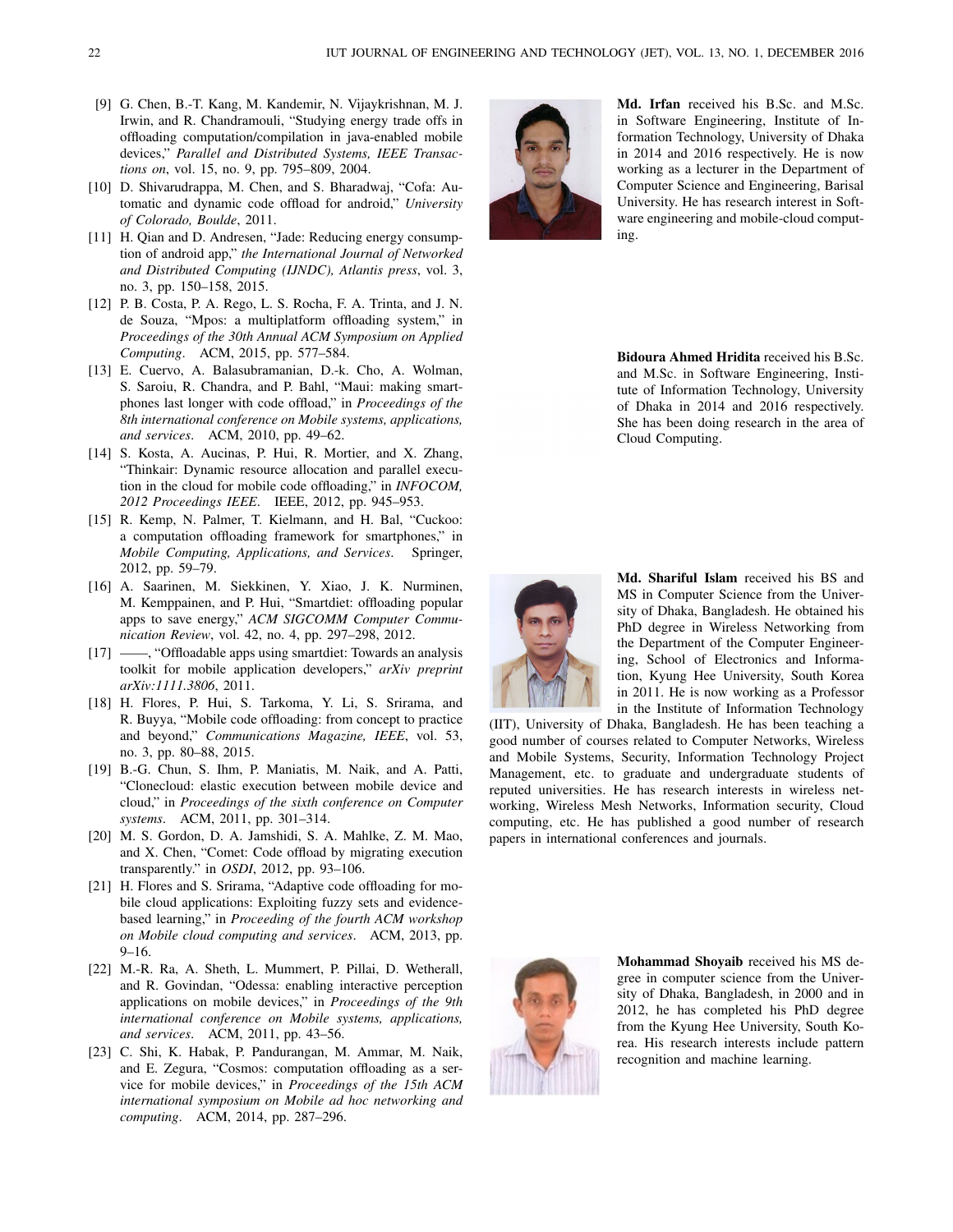[9] G. Chen, B.-T. Kang, M. Kandemir, N. Vijaykrishnan, M. J. Irwin, and R. Chandramouli, "Studying energy trade offs in offloading computation/compilation in java-enabled mobile devices," *Parallel and Distributed Systems, IEEE Transactions on*, vol. 15, no. 9, pp. 795–809, 2004.

[10] D. Shivarudrappa, M. Chen, and S. Bharadwaj, "Cofa: Automatic and dynamic code offload for android," *University of Colorado, Boulde*, 2011.

[11] H. Qian and D. Andresen, "Jade: Reducing energy consumption of android app," *the International Journal of Networked and Distributed Computing (IJNDC), Atlantis press*, vol. 3, no. 3, pp. 150–158, 2015.

[12] P. B. Costa, P. A. Rego, L. S. Rocha, F. A. Trinta, and J. N. de Souza, "Mpos: a multiplatform offloading system," in *Proceedings of the 30th Annual ACM Symposium on Applied Computing*. ACM, 2015, pp. 577–584.

[13] E. Cuervo, A. Balasubramanian, D.-k. Cho, A. Wolman, S. Saroiu, R. Chandra, and P. Bahl, "Maui: making smartphones last longer with code offload," in *Proceedings of the 8th international conference on Mobile systems, applications, and services*. ACM, 2010, pp. 49–62.

[14] S. Kosta, A. Aucinas, P. Hui, R. Mortier, and X. Zhang, "Thinkair: Dynamic resource allocation and parallel execution in the cloud for mobile code offloading," in *INFOCOM, 2012 Proceedings IEEE*. IEEE, 2012, pp. 945–953.

[15] R. Kemp, N. Palmer, T. Kielmann, and H. Bal, "Cuckoo: a computation offloading framework for smartphones," in *Mobile Computing, Applications, and Services*. Springer, 2012, pp. 59–79.

[16] A. Saarinen, M. Siekkinen, Y. Xiao, J. K. Nurminen, M. Kemppainen, and P. Hui, "Smartdiet: offloading popular apps to save energy," *ACM SIGCOMM Computer Communication Review*, vol. 42, no. 4, pp. 297–298, 2012.

[17] ——, "Offloadable apps using smartdiet: Towards an analysis toolkit for mobile application developers," *arXiv preprint arXiv:1111.3806*, 2011.

[18] H. Flores, P. Hui, S. Tarkoma, Y. Li, S. Srirama, and R. Buyya, "Mobile code offloading: from concept to practice and beyond," *Communications Magazine, IEEE*, vol. 53, no. 3, pp. 80–88, 2015.

[19] B.-G. Chun, S. Ihm, P. Maniatis, M. Naik, and A. Patti, "Clonecloud: elastic execution between mobile device and cloud," in *Proceedings of the sixth conference on Computer systems*. ACM, 2011, pp. 301–314.

[20] M. S. Gordon, D. A. Jamshidi, S. A. Mahlke, Z. M. Mao, and X. Chen, "Comet: Code offload by migrating execution transparently." in *OSDI*, 2012, pp. 93–106.

[21] H. Flores and S. Srirama, "Adaptive code offloading for mobile cloud applications: Exploiting fuzzy sets and evidence-based learning," in *Proceeding of the fourth ACM workshop on Mobile cloud computing and services*. ACM, 2013, pp. 9–16.

[22] M.-R. Ra, A. Sheth, L. Mummert, P. Pillai, D. Wetherall, and R. Govindan, "Odessa: enabling interactive perception applications on mobile devices," in *Proceedings of the 9th international conference on Mobile systems, applications, and services*. ACM, 2011, pp. 43–56.

[23] C. Shi, K. Habak, P. Pandurangan, M. Ammar, M. Naik, and E. Zegura, "Cosmos: computation offloading as a service for mobile devices," in *Proceedings of the 15th ACM international symposium on Mobile ad hoc networking and computing*. ACM, 2014, pp. 287–296.

**Md. Irfan** received his B.Sc. and M.Sc. in Software Engineering, Institute of Information Technology, University of Dhaka in 2014 and 2016 respectively. He is now working as a lecturer in the Department of Computer Science and Engineering, Barisal University. He has research interest in Software engineering and mobile-cloud computing.

**Bidoura Ahmed Hridita** received his B.Sc. and M.Sc. in Software Engineering, Institute of Information Technology, University of Dhaka in 2014 and 2016 respectively. She has been doing research in the area of Cloud Computing.

**Md. Shariful Islam** received his BS and MS in Computer Science from the University of Dhaka, Bangladesh. He obtained his PhD degree in Wireless Networking from the Department of the Computer Engineering, School of Electronics and Information, Kyung Hee University, South Korea in 2011. He is now working as a Professor in the Institute of Information Technology (IIT), University of Dhaka, Bangladesh. He has been teaching a good number of courses related to Computer Networks, Wireless and Mobile Systems, Security, Information Technology Project Management, etc. to graduate and undergraduate students of reputed universities. He has research interests in wireless networking, Wireless Mesh Networks, Information security, Cloud computing, etc. He has published a good number of research papers in international conferences and journals.

**Mohammad Shoyaib** received his MS degree in computer science from the University of Dhaka, Bangladesh, in 2000 and in 2012, he has completed his PhD degree from the Kyung Hee University, South Korea. His research interests include pattern recognition and machine learning.